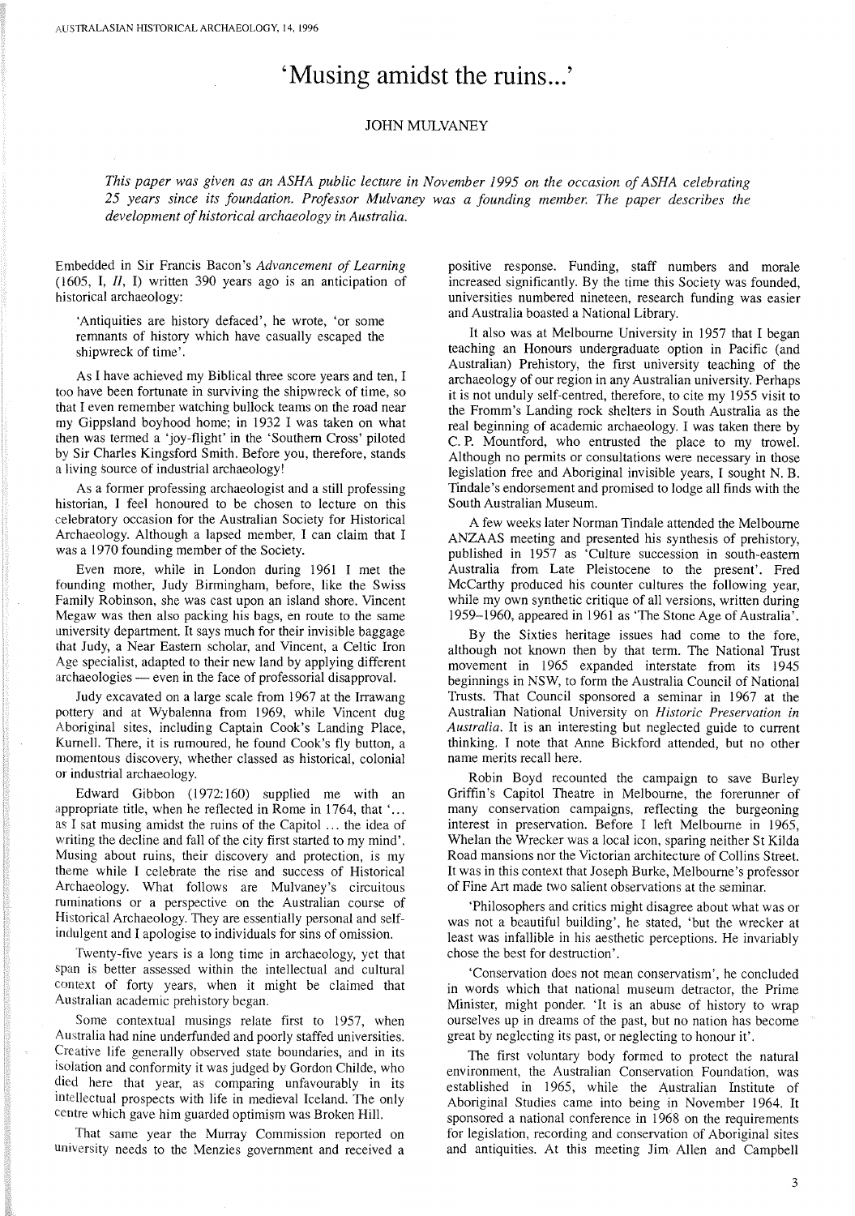# 'Musing amidst the ruins...'

JOHN MULVANEY

*This paper was given as an ASHA public lecture in November 1995 on the occasion of ASHA celebrating 25 years since its foundation. Professor Mulvaney was a founding member. The paper describes the development of historical archaeology in Australia.*

Embedded in Sir Francis Bacon's *Advancement of Learning* (1605, I, *II*, I) written 390 years ago is an anticipation of historical archaeology:

> 'Antiquities are history defaced', he wrote, 'or some remnants of history which have casually escaped the shipwreck of time'.

As I have achieved my Biblical three score years and ten, I too have been fortunate in surviving the shipwreck of time, so that I even remember watching bullock teams on the road near my Gippsland boyhood home; in 1932 I was taken on what then was termed a 'joy-flight' in the 'Southern Cross' piloted by Sir Charles Kingsford Smith. Before you, therefore, stands a living source of industrial archaeology!

As a former professing archaeologist and a still professing historian, I feel honoured to be chosen to lecture on this celebratory occasion for the Australian Society for Historical Archaeology. Although a lapsed member, I can claim that I was a 1970 founding member of the Society.

Even more, while in London during 1961 I met the founding mother, Judy Birmingham, before, like the Swiss Family Robinson, she was cast upon an island shore. Vincent Megaw was then also packing his bags, en route to the same university department. It says much for their invisible baggage that Judy, a Near Eastern scholar, and Vincent, a Celtic Iron Age specialist, adapted to their new land by applying different archaeologies — even in the face of professorial disapproval.

Judy excavated on a large scale from 1967 at the Irrawang pottery and at Wybalenna from 1969, while Vincent dug Aboriginal sites, including Captain Cook's Landing Place, Kurnell. There, it is rumoured, he found Cook's fly button, a momentous discovery, whether classed as historical, colonial or industrial archaeology.

Edward Gibbon (1972:160) supplied me with an appropriate title, when he reflected in Rome in 1764, that '... as I sat musing amidst the ruins of the Capitol ... the idea of writing the decline and fall of the city first started to my mind'. Musing about ruins, their discovery and protection, is my theme while I celebrate the rise and success of Historical Archaeology. What follows are Mulvaney's circuitous ruminations or a perspective on the Australian course of Historical Archaeology. They are essentially personal and self-indulgent and I apologise to individuals for sins of omission.

Twenty-five years is a long time in archaeology, yet that span is better assessed within the intellectual and cultural context of forty years, when it might be claimed that Australian academic prehistory began.

Some contextual musings relate first to 1957, when Australia had nine underfunded and poorly staffed universities. Creative life generally observed state boundaries, and in its isolation and conformity it was judged by Gordon Childe, who died here that year, as comparing unfavourably in its intellectual prospects with life in medieval Iceland. The only centre which gave him guarded optimism was Broken Hill.

That same year the Murray Commission reported on university needs to the Menzies government and received a positive response. Funding, staff numbers and morale increased significantly. By the time this Society was founded, universities numbered nineteen, research funding was easier and Australia boasted a National Library.

It also was at Melbourne University in 1957 that I began teaching an Honours undergraduate option in Pacific (and Australian) Prehistory, the first university teaching of the archaeology of our region in any Australian university. Perhaps it is not unduly self-centred, therefore, to cite my 1955 visit to the Fromm's Landing rock shelters in South Australia as the real beginning of academic archaeology. I was taken there by C. P. Mountford, who entrusted the place to my trowel. Although no permits or consultations were necessary in those legislation free and Aboriginal invisible years, I sought N. B. Tindale's endorsement and promised to lodge all finds with the South Australian Museum.

A few weeks later Norman Tindale attended the Melbourne ANZAAS meeting and presented his synthesis of prehistory, published in 1957 as 'Culture succession in south-eastern Australia from Late Pleistocene to the present'. Fred McCarthy produced his counter cultures the following year, while my own synthetic critique of all versions, written during 1959–1960, appeared in 1961 as 'The Stone Age of Australia'.

By the Sixties heritage issues had come to the fore, although not known then by that term. The National Trust movement in 1965 expanded interstate from its 1945 beginnings in NSW, to form the Australia Council of National Trusts. That Council sponsored a seminar in 1967 at the Australian National University on *Historic Preservation in Australia*. It is an interesting but neglected guide to current thinking. I note that Anne Bickford attended, but no other name merits recall here.

Robin Boyd recounted the campaign to save Burley Griffin's Capitol Theatre in Melbourne, the forerunner of many conservation campaigns, reflecting the burgeoning interest in preservation. Before I left Melbourne in 1965, Whelan the Wrecker was a local icon, sparing neither St Kilda Road mansions nor the Victorian architecture of Collins Street. It was in this context that Joseph Burke, Melbourne's professor of Fine Art made two salient observations at the seminar.

'Philosophers and critics might disagree about what was or was not a beautiful building', he stated, 'but the wrecker at least was infallible in his aesthetic perceptions. He invariably chose the best for destruction'.

'Conservation does not mean conservatism', he concluded in words which that national museum detractor, the Prime Minister, might ponder. 'It is an abuse of history to wrap ourselves up in dreams of the past, but no nation has become great by neglecting its past, or neglecting to honour it'.

The first voluntary body formed to protect the natural environment, the Australian Conservation Foundation, was established in 1965, while the Australian Institute of Aboriginal Studies came into being in November 1964. It sponsored a national conference in 1968 on the requirements for legislation, recording and conservation of Aboriginal sites and antiquities. At this meeting Jim Allen and Campbell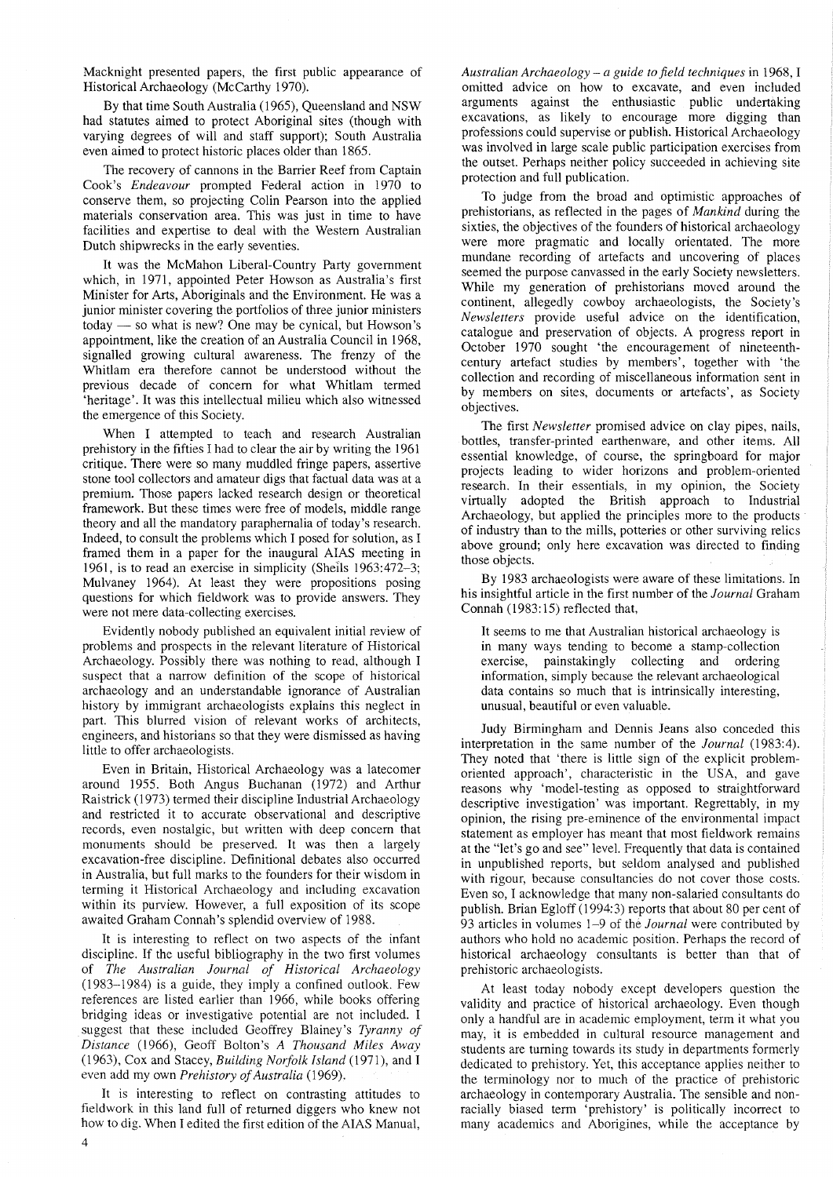Macknight presented papers, the first public appearance of Historical Archaeology (McCarthy 1970).

By that time South Australia (1965), Queensland and NSW had statutes aimed to protect Aboriginal sites (though with varying degrees of will and staff support); South Australia even aimed to protect historic places older than 1865.

The recovery of cannons in the Barrier Reef from Captain Cook's *Endeavour* prompted Federal action in 1970 to conserve them, so projecting Colin Pearson into the applied materials conservation area. This was just in time to have facilities and expertise to deal with the Western Australian Dutch shipwrecks in the early seventies.

It was the McMahon Liberal-Country Party government which, in 1971, appointed Peter Howson as Australia's first Minister for Arts, Aboriginals and the Environment. He was a junior minister covering the portfolios of three junior ministers today — so what is new? One may be cynical, but Howson's appointment, like the creation of an Australia Council in 1968, signalled growing cultural awareness. The frenzy of the Whitlam era therefore cannot be understood without the previous decade of concern for what Whitlam termed 'heritage'. It was this intellectual milieu which also witnessed the emergence of this Society.

When I attempted to teach and research Australian prehistory in the fifties I had to clear the air by writing the 1961 critique. There were so many muddled fringe papers, assertive stone tool collectors and amateur digs that factual data was at a premium. Those papers lacked research design or theoretical framework. But these times were free of models, middle range theory and all the mandatory paraphernalia of today's research. Indeed, to consult the problems which I posed for solution, as I framed them in a paper for the inaugural AIAS meeting in 1961, is to read an exercise in simplicity (Sheils 1963:472–3; Mulvaney 1964). At least they were propositions posing questions for which fieldwork was to provide answers. They were not mere data-collecting exercises.

Evidently nobody published an equivalent initial review of problems and prospects in the relevant literature of Historical Archaeology. Possibly there was nothing to read, although I suspect that a narrow definition of the scope of historical archaeology and an understandable ignorance of Australian history by immigrant archaeologists explains this neglect in part. This blurred vision of relevant works of architects, engineers, and historians so that they were dismissed as having little to offer archaeologists.

Even in Britain, Historical Archaeology was a latecomer around 1955. Both Angus Buchanan (1972) and Arthur Raistrick (1973) termed their discipline Industrial Archaeology and restricted it to accurate observational and descriptive records, even nostalgic, but written with deep concern that monuments should be preserved. It was then a largely excavation-free discipline. Definitional debates also occurred in Australia, but full marks to the founders for their wisdom in terming it Historical Archaeology and including excavation within its purview. However, a full exposition of its scope awaited Graham Connah's splendid overview of 1988.

It is interesting to reflect on two aspects of the infant discipline. If the useful bibliography in the two first volumes of *The Australian Journal of Historical Archaeology* (1983–1984) is a guide, they imply a confined outlook. Few references are listed earlier than 1966, while books offering bridging ideas or investigative potential are not included. I suggest that these included Geoffrey Blainey's *Tyranny of Distance* (1966), Geoff Bolton's *A Thousand Miles Away* (1963), Cox and Stacey, *Building Norfolk Island* (1971), and I even add my own *Prehistory of Australia* (1969).

It is interesting to reflect on contrasting attitudes to fieldwork in this land full of returned diggers who knew not how to dig. When I edited the first edition of the AIAS Manual, *Australian Archaeology – a guide to field techniques* in 1968, I omitted advice on how to excavate, and even included arguments against the enthusiastic public undertaking excavations, as likely to encourage more digging than professions could supervise or publish. Historical Archaeology was involved in large scale public participation exercises from the outset. Perhaps neither policy succeeded in achieving site protection and full publication.

To judge from the broad and optimistic approaches of prehistorians, as reflected in the pages of *Mankind* during the sixties, the objectives of the founders of historical archaeology were more pragmatic and locally orientated. The more mundane recording of artefacts and uncovering of places seemed the purpose canvassed in the early Society newsletters. While my generation of prehistorians moved around the continent, allegedly cowboy archaeologists, the Society's *Newsletters* provide useful advice on the identification, catalogue and preservation of objects. A progress report in October 1970 sought 'the encouragement of nineteenth-century artefact studies by members', together with 'the collection and recording of miscellaneous information sent in by members on sites, documents or artefacts', as Society objectives.

The first *Newsletter* promised advice on clay pipes, nails, bottles, transfer-printed earthenware, and other items. All essential knowledge, of course, the springboard for major projects leading to wider horizons and problem-oriented research. In their essentials, in my opinion, the Society virtually adopted the British approach to Industrial Archaeology, but applied the principles more to the products of industry than to the mills, potteries or other surviving relics above ground; only here excavation was directed to finding those objects.

By 1983 archaeologists were aware of these limitations. In his insightful article in the first number of the *Journal* Graham Connah (1983:15) reflected that,

> It seems to me that Australian historical archaeology is in many ways tending to become a stamp-collection exercise, painstakingly collecting and ordering information, simply because the relevant archaeological data contains so much that is intrinsically interesting, unusual, beautiful or even valuable.

Judy Birmingham and Dennis Jeans also conceded this interpretation in the same number of the *Journal* (1983:4). They noted that 'there is little sign of the explicit problem-oriented approach', characteristic in the USA, and gave reasons why 'model-testing as opposed to straightforward descriptive investigation' was important. Regrettably, in my opinion, the rising pre-eminence of the environmental impact statement as employer has meant that most fieldwork remains at the "let's go and see" level. Frequently that data is contained in unpublished reports, but seldom analysed and published with rigour, because consultancies do not cover those costs. Even so, I acknowledge that many non-salaried consultants do publish. Brian Egloff (1994:3) reports that about 80 per cent of 93 articles in volumes 1–9 of the *Journal* were contributed by authors who hold no academic position. Perhaps the record of historical archaeology consultants is better than that of prehistoric archaeologists.

At least today nobody except developers question the validity and practice of historical archaeology. Even though only a handful are in academic employment, term it what you may, it is embedded in cultural resource management and students are turning towards its study in departments formerly dedicated to prehistory. Yet, this acceptance applies neither to the terminology nor to much of the practice of prehistoric archaeology in contemporary Australia. The sensible and non-racially biased term 'prehistory' is politically incorrect to many academics and Aborigines, while the acceptance by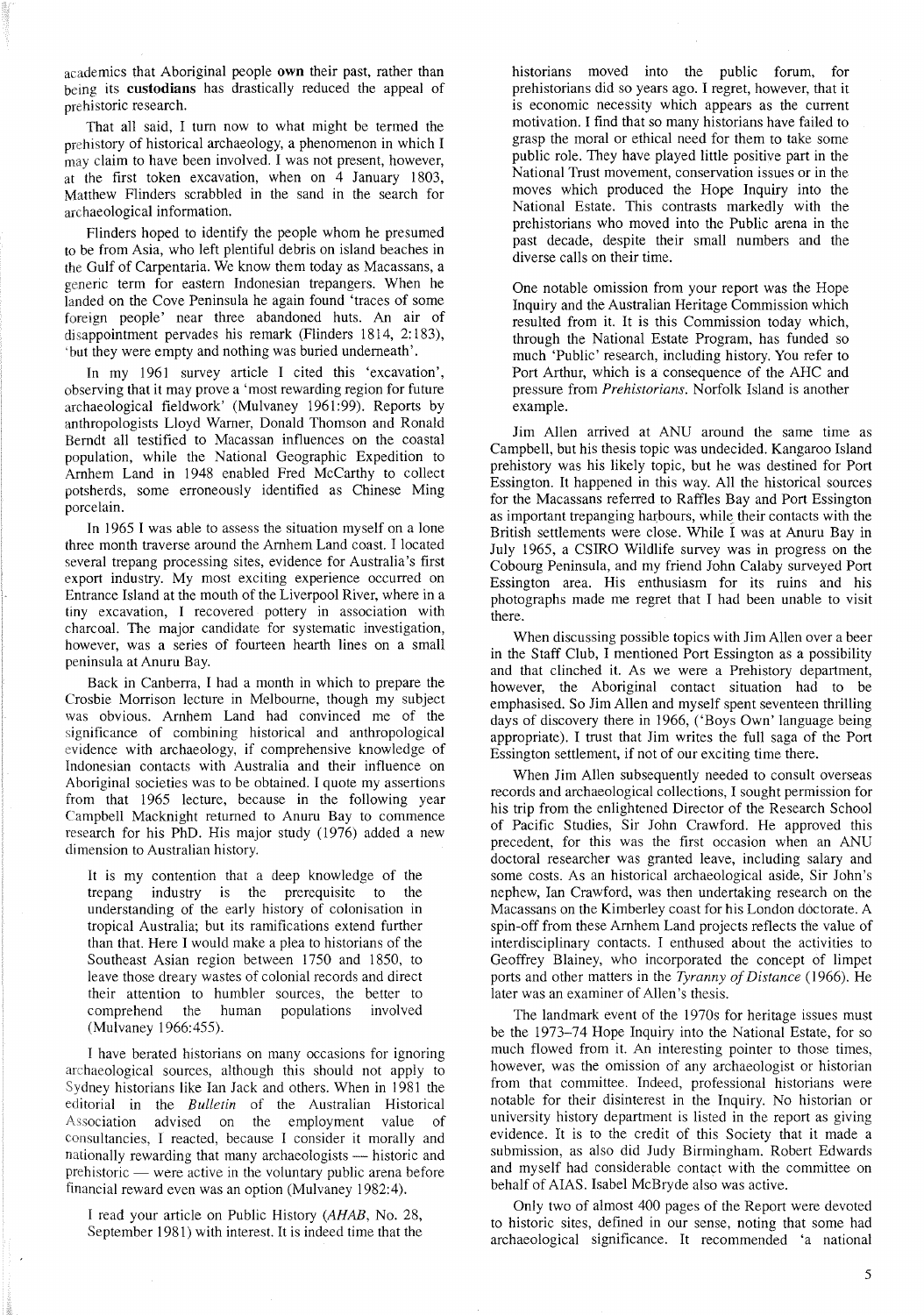academics that Aboriginal people **own** their past, rather than being its **custodians** has drastically reduced the appeal of prehistoric research.

That all said, I turn now to what might be termed the prehistory of historical archaeology, a phenomenon in which I may claim to have been involved. I was not present, however, at the first token excavation, when on 4 January 1803, Matthew Flinders scrabbled in the sand in the search for archaeological information.

Flinders hoped to identify the people whom he presumed to be from Asia, who left plentiful debris on island beaches in the Gulf of Carpentaria. We know them today as Macassans, a generic term for eastern Indonesian trepangers. When he landed on the Cove Peninsula he again found 'traces of some foreign people' near three abandoned huts. An air of disappointment pervades his remark (Flinders 1814, 2:183), 'but they were empty and nothing was buried underneath'.

In my 1961 survey article I cited this 'excavation', observing that it may prove a 'most rewarding region for future archaeological fieldwork' (Mulvaney 1961:99). Reports by anthropologists Lloyd Warner, Donald Thomson and Ronald Berndt all testified to Macassan influences on the coastal population, while the National Geographic Expedition to Arnhem Land in 1948 enabled Fred McCarthy to collect potsherds, some erroneously identified as Chinese Ming porcelain.

In 1965 I was able to assess the situation myself on a lone three month traverse around the Arnhem Land coast. I located several trepang processing sites, evidence for Australia's first export industry. My most exciting experience occurred on Entrance Island at the mouth of the Liverpool River, where in a tiny excavation, I recovered pottery in association with charcoal. The major candidate for systematic investigation, however, was a series of fourteen hearth lines on a small peninsula at Anuru Bay.

Back in Canberra, I had a month in which to prepare the Crosbie Morrison lecture in Melbourne, though my subject was obvious. Arnhem Land had convinced me of the significance of combining historical and anthropological evidence with archaeology, if comprehensive knowledge of Indonesian contacts with Australia and their influence on Aboriginal societies was to be obtained. I quote my assertions from that 1965 lecture, because in the following year Campbell Macknight returned to Anuru Bay to commence research for his PhD. His major study (1976) added a new dimension to Australian history.

> It is my contention that a deep knowledge of the trepang industry is the prerequisite to the understanding of the early history of colonisation in tropical Australia; but its ramifications extend further than that. Here I would make a plea to historians of the Southeast Asian region between 1750 and 1850, to leave those dreary wastes of colonial records and direct their attention to humbler sources, the better to comprehend the human populations involved (Mulvaney 1966:455).

I have berated historians on many occasions for ignoring archaeological sources, although this should not apply to Sydney historians like Ian Jack and others. When in 1981 the editorial in the *Bulletin* of the Australian Historical Association advised on the employment value of consultancies, I reacted, because I consider it morally and nationally rewarding that many archaeologists — historic and prehistoric — were active in the voluntary public arena before financial reward even was an option (Mulvaney 1982:4).

> I read your article on Public History (*AHAB*, No. 28, September 1981) with interest. It is indeed time that the historians moved into the public forum, for prehistorians did so years ago. I regret, however, that it is economic necessity which appears as the current motivation. I find that so many historians have failed to grasp the moral or ethical need for them to take some public role. They have played little positive part in the National Trust movement, conservation issues or in the moves which produced the Hope Inquiry into the National Estate. This contrasts markedly with the prehistorians who moved into the Public arena in the past decade, despite their small numbers and the diverse calls on their time.
>
> One notable omission from your report was the Hope Inquiry and the Australian Heritage Commission which resulted from it. It is this Commission today which, through the National Estate Program, has funded so much 'Public' research, including history. You refer to Port Arthur, which is a consequence of the AHC and pressure from *Prehistorians*. Norfolk Island is another example.

Jim Allen arrived at ANU around the same time as Campbell, but his thesis topic was undecided. Kangaroo Island prehistory was his likely topic, but he was destined for Port Essington. It happened in this way. All the historical sources for the Macassans referred to Raffles Bay and Port Essington as important trepanging harbours, while their contacts with the British settlements were close. While I was at Anuru Bay in July 1965, a CSIRO Wildlife survey was in progress on the Cobourg Peninsula, and my friend John Calaby surveyed Port Essington area. His enthusiasm for its ruins and his photographs made me regret that I had been unable to visit there.

When discussing possible topics with Jim Allen over a beer in the Staff Club, I mentioned Port Essington as a possibility and that clinched it. As we were a Prehistory department, however, the Aboriginal contact situation had to be emphasised. So Jim Allen and myself spent seventeen thrilling days of discovery there in 1966, ('Boys Own' language being appropriate). I trust that Jim writes the full saga of the Port Essington settlement, if not of our exciting time there.

When Jim Allen subsequently needed to consult overseas records and archaeological collections, I sought permission for his trip from the enlightened Director of the Research School of Pacific Studies, Sir John Crawford. He approved this precedent, for this was the first occasion when an ANU doctoral researcher was granted leave, including salary and some costs. As an historical archaeological aside, Sir John's nephew, Ian Crawford, was then undertaking research on the Macassans on the Kimberley coast for his London doctorate. A spin-off from these Arnhem Land projects reflects the value of interdisciplinary contacts. I enthused about the activities to Geoffrey Blainey, who incorporated the concept of limpet ports and other matters in the *Tyranny of Distance* (1966). He later was an examiner of Allen's thesis.

The landmark event of the 1970s for heritage issues must be the 1973–74 Hope Inquiry into the National Estate, for so much flowed from it. An interesting pointer to those times, however, was the omission of any archaeologist or historian from that committee. Indeed, professional historians were notable for their disinterest in the Inquiry. No historian or university history department is listed in the report as giving evidence. It is to the credit of this Society that it made a submission, as also did Judy Birmingham. Robert Edwards and myself had considerable contact with the committee on behalf of AIAS. Isabel McBryde also was active.

Only two of almost 400 pages of the Report were devoted to historic sites, defined in our sense, noting that some had archaeological significance. It recommended 'a national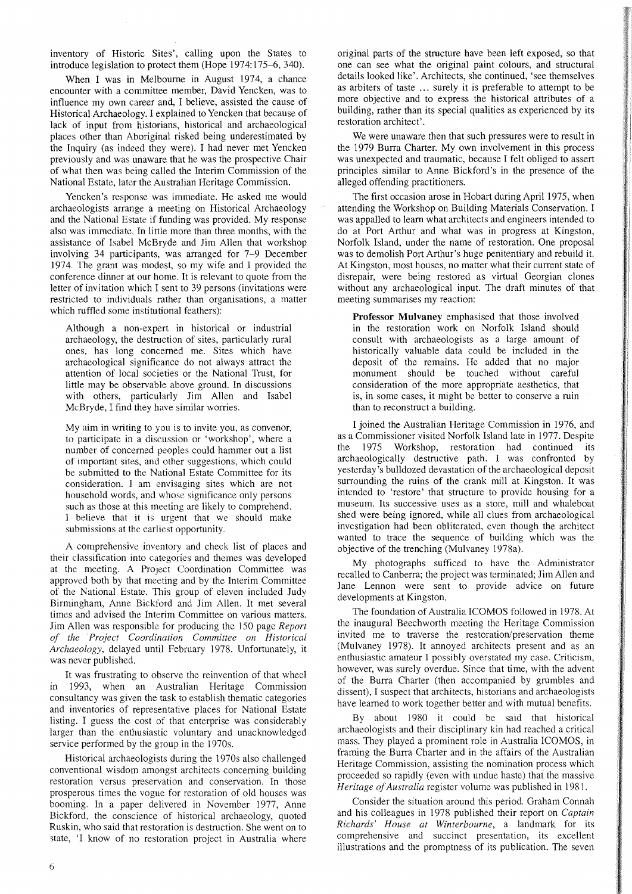inventory of Historic Sites', calling upon the States to introduce legislation to protect them (Hope 1974:175–6, 340).

When I was in Melbourne in August 1974, a chance encounter with a committee member, David Yencken, was to influence my own career and, I believe, assisted the cause of Historical Archaeology. I explained to Yencken that because of lack of input from historians, historical and archaeological places other than Aboriginal risked being underestimated by the Inquiry (as indeed they were). I had never met Yencken previously and was unaware that he was the prospective Chair of what then was being called the Interim Commission of the National Estate, later the Australian Heritage Commission.

Yencken's response was immediate. He asked me would archaeologists arrange a meeting on Historical Archaeology and the National Estate if funding was provided. My response also was immediate. In little more than three months, with the assistance of Isabel McBryde and Jim Allen that workshop involving 34 participants, was arranged for 7–9 December 1974. The grant was modest, so my wife and I provided the conference dinner at our home. It is relevant to quote from the letter of invitation which I sent to 39 persons (invitations were restricted to individuals rather than organisations, a matter which ruffled some institutional feathers):

> Although a non-expert in historical or industrial archaeology, the destruction of sites, particularly rural ones, has long concerned me. Sites which have archaeological significance do not always attract the attention of local societies or the National Trust, for little may be observable above ground. In discussions with others, particularly Jim Allen and Isabel McBryde, I find they have similar worries.
>
> My aim in writing to you is to invite you, as convenor, to participate in a discussion or 'workshop', where a number of concerned peoples could hammer out a list of important sites, and other suggestions, which could be submitted to the National Estate Committee for its consideration. I am envisaging sites which are not household words, and whose significance only persons such as those at this meeting are likely to comprehend. I believe that it is urgent that we should make submissions at the earliest opportunity.

A comprehensive inventory and check list of places and their classification into categories and themes was developed at the meeting. A Project Coordination Committee was approved both by that meeting and by the Interim Committee of the National Estate. This group of eleven included Judy Birmingham, Anne Bickford and Jim Allen. It met several times and advised the Interim Committee on various matters. Jim Allen was responsible for producing the 150 page *Report of the Project Coordination Committee on Historical Archaeology*, delayed until February 1978. Unfortunately, it was never published.

It was frustrating to observe the reinvention of that wheel in 1993, when an Australian Heritage Commission consultancy was given the task to establish thematic categories and inventories of representative places for National Estate listing. I guess the cost of that enterprise was considerably larger than the enthusiastic voluntary and unacknowledged service performed by the group in the 1970s.

Historical archaeologists during the 1970s also challenged conventional wisdom amongst architects concerning building restoration versus preservation and conservation. In those prosperous times the vogue for restoration of old houses was booming. In a paper delivered in November 1977, Anne Bickford, the conscience of historical archaeology, quoted Ruskin, who said that restoration is destruction. She went on to state, 'I know of no restoration project in Australia where original parts of the structure have been left exposed, so that one can see what the original paint colours, and structural details looked like'. Architects, she continued, 'see themselves as arbiters of taste ... surely it is preferable to attempt to be more objective and to express the historical attributes of a building, rather than its special qualities as experienced by its restoration architect'.

We were unaware then that such pressures were to result in the 1979 Burra Charter. My own involvement in this process was unexpected and traumatic, because I felt obliged to assert principles similar to Anne Bickford's in the presence of the alleged offending practitioners.

The first occasion arose in Hobart during April 1975, when attending the Workshop on Building Materials Conservation. I was appalled to learn what architects and engineers intended to do at Port Arthur and what was in progress at Kingston, Norfolk Island, under the name of restoration. One proposal was to demolish Port Arthur's huge penitentiary and rebuild it. At Kingston, most houses, no matter what their current state of disrepair, were being restored as virtual Georgian clones without any archaeological input. The draft minutes of that meeting summarises my reaction:

> **Professor Mulvaney** emphasised that those involved in the restoration work on Norfolk Island should consult with archaeologists as a large amount of historically valuable data could be included in the deposit of the remains. He added that no major monument should be touched without careful consideration of the more appropriate aesthetics, that is, in some cases, it might be better to conserve a ruin than to reconstruct a building.

I joined the Australian Heritage Commission in 1976, and as a Commissioner visited Norfolk Island late in 1977. Despite the 1975 Workshop, restoration had continued its archaeologically destructive path. I was confronted by yesterday's bulldozed devastation of the archaeological deposit surrounding the ruins of the crank mill at Kingston. It was intended to 'restore' that structure to provide housing for a museum. Its successive uses as a store, mill and whaleboat shed were being ignored, while all clues from archaeological investigation had been obliterated, even though the architect wanted to trace the sequence of building which was the objective of the trenching (Mulvaney 1978a).

My photographs sufficed to have the Administrator recalled to Canberra; the project was terminated; Jim Allen and Jane Lennon were sent to provide advice on future developments at Kingston.

The foundation of Australia ICOMOS followed in 1978. At the inaugural Beechworth meeting the Heritage Commission invited me to traverse the restoration/preservation theme (Mulvaney 1978). It annoyed architects present and as an enthusiastic amateur I possibly overstated my case. Criticism, however, was surely overdue. Since that time, with the advent of the Burra Charter (then accompanied by grumbles and dissent), I suspect that architects, historians and archaeologists have learned to work together better and with mutual benefits.

By about 1980 it could be said that historical archaeologists and their disciplinary kin had reached a critical mass. They played a prominent role in Australia ICOMOS, in framing the Burra Charter and in the affairs of the Australian Heritage Commission, assisting the nomination process which proceeded so rapidly (even with undue haste) that the massive *Heritage of Australia* register volume was published in 1981.

Consider the situation around this period. Graham Connah and his colleagues in 1978 published their report on *Captain Richards' House at Winterbourne*, a landmark for its comprehensive and succinct presentation, its excellent illustrations and the promptness of its publication. The seven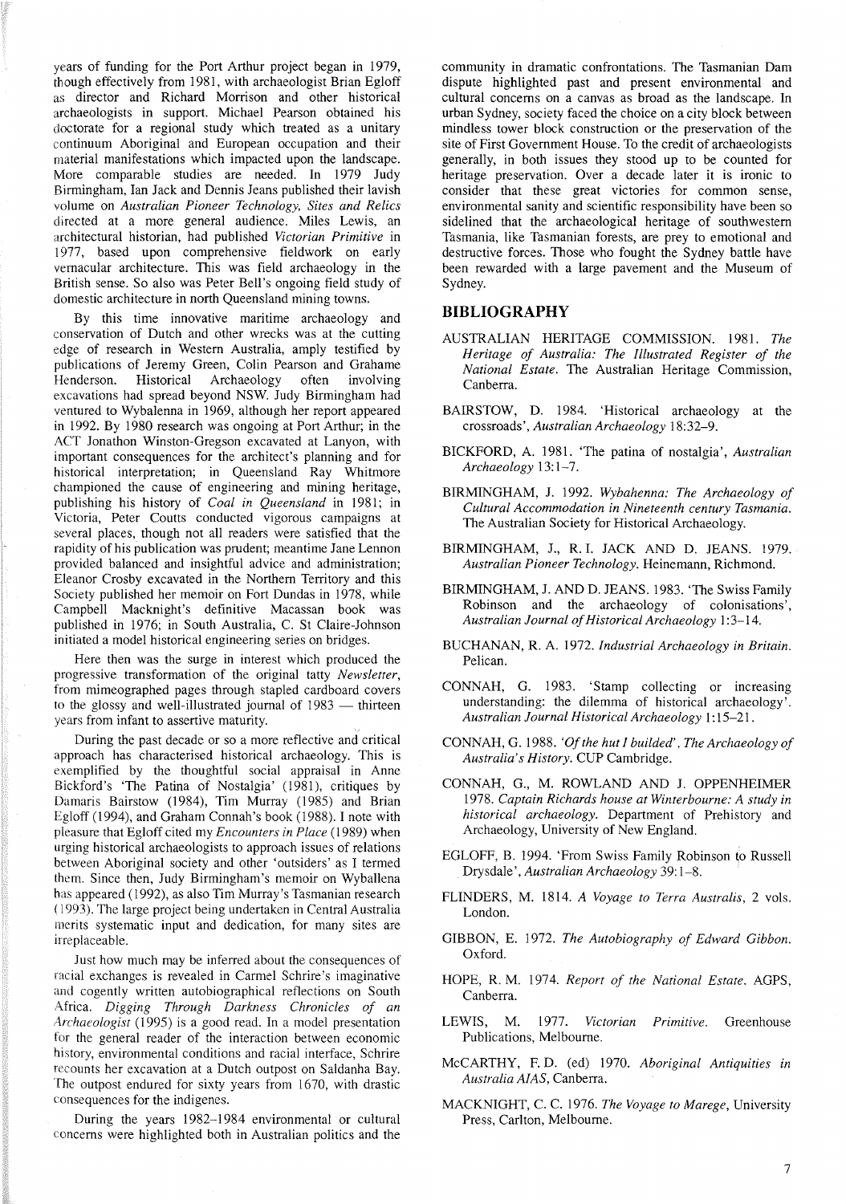years of funding for the Port Arthur project began in 1979, though effectively from 1981, with archaeologist Brian Egloff as director and Richard Morrison and other historical archaeologists in support. Michael Pearson obtained his doctorate for a regional study which treated as a unitary continuum Aboriginal and European occupation and their material manifestations which impacted upon the landscape. More comparable studies are needed. In 1979 Judy Birmingham, Ian Jack and Dennis Jeans published their lavish volume on *Australian Pioneer Technology, Sites and Relics* directed at a more general audience. Miles Lewis, an architectural historian, had published *Victorian Primitive* in 1977, based upon comprehensive fieldwork on early vernacular architecture. This was field archaeology in the British sense. So also was Peter Bell's ongoing field study of domestic architecture in north Queensland mining towns.

By this time innovative maritime archaeology and conservation of Dutch and other wrecks was at the cutting edge of research in Western Australia, amply testified by publications of Jeremy Green, Colin Pearson and Grahame Henderson. Historical Archaeology often involving excavations had spread beyond NSW. Judy Birmingham had ventured to Wybalenna in 1969, although her report appeared in 1992. By 1980 research was ongoing at Port Arthur; in the ACT Jonathon Winston-Gregson excavated at Lanyon, with important consequences for the architect's planning and for historical interpretation; in Queensland Ray Whitmore championed the cause of engineering and mining heritage, publishing his history of *Coal in Queensland* in 1981; in Victoria, Peter Coutts conducted vigorous campaigns at several places, though not all readers were satisfied that the rapidity of his publication was prudent; meantime Jane Lennon provided balanced and insightful advice and administration; Eleanor Crosby excavated in the Northern Territory and this Society published her memoir on Fort Dundas in 1978, while Campbell Macknight's definitive Macassan book was published in 1976; in South Australia, C. St Claire-Johnson initiated a model historical engineering series on bridges.

Here then was the surge in interest which produced the progressive transformation of the original tatty *Newsletter*, from mimeographed pages through stapled cardboard covers to the glossy and well-illustrated journal of 1983 — thirteen years from infant to assertive maturity.

During the past decade or so a more reflective and critical approach has characterised historical archaeology. This is exemplified by the thoughtful social appraisal in Anne Bickford's 'The Patina of Nostalgia' (1981), critiques by Damaris Bairstow (1984), Tim Murray (1985) and Brian Egloff (1994), and Graham Connah's book (1988). I note with pleasure that Egloff cited my *Encounters in Place* (1989) when urging historical archaeologists to approach issues of relations between Aboriginal society and other 'outsiders' as I termed them. Since then, Judy Birmingham's memoir on Wyballena has appeared (1992), as also Tim Murray's Tasmanian research (1993). The large project being undertaken in Central Australia merits systematic input and dedication, for many sites are irreplaceable.

Just how much may be inferred about the consequences of racial exchanges is revealed in Carmel Schrire's imaginative and cogently written autobiographical reflections on South Africa. *Digging Through Darkness Chronicles of an Archaeologist* (1995) is a good read. In a model presentation for the general reader of the interaction between economic history, environmental conditions and racial interface, Schrire recounts her excavation at a Dutch outpost on Saldanha Bay. The outpost endured for sixty years from 1670, with drastic consequences for the indigenes.

During the years 1982–1984 environmental or cultural concerns were highlighted both in Australian politics and the community in dramatic confrontations. The Tasmanian Dam dispute highlighted past and present environmental and cultural concerns on a canvas as broad as the landscape. In urban Sydney, society faced the choice on a city block between mindless tower block construction or the preservation of the site of First Government House. To the credit of archaeologists generally, in both issues they stood up to be counted for heritage preservation. Over a decade later it is ironic to consider that these great victories for common sense, environmental sanity and scientific responsibility have been so sidelined that the archaeological heritage of southwestern Tasmania, like Tasmanian forests, are prey to emotional and destructive forces. Those who fought the Sydney battle have been rewarded with a large pavement and the Museum of Sydney.

## BIBLIOGRAPHY

AUSTRALIAN HERITAGE COMMISSION. 1981. *The Heritage of Australia: The Illustrated Register of the National Estate*. The Australian Heritage Commission, Canberra.

BAIRSTOW, D. 1984. 'Historical archaeology at the crossroads', *Australian Archaeology* 18:32–9.

BICKFORD, A. 1981. 'The patina of nostalgia', *Australian Archaeology* 13:1–7.

BIRMINGHAM, J. 1992. *Wybahenna: The Archaeology of Cultural Accommodation in Nineteenth century Tasmania*. The Australian Society for Historical Archaeology.

BIRMINGHAM, J., R. I. JACK AND D. JEANS. 1979. *Australian Pioneer Technology*. Heinemann, Richmond.

BIRMINGHAM, J. AND D. JEANS. 1983. 'The Swiss Family Robinson and the archaeology of colonisations', *Australian Journal of Historical Archaeology* 1:3–14.

BUCHANAN, R. A. 1972. *Industrial Archaeology in Britain*. Pelican.

CONNAH, G. 1983. 'Stamp collecting or increasing understanding: the dilemma of historical archaeology'. *Australian Journal Historical Archaeology* 1:15–21.

CONNAH, G. 1988. *'Of the hut I builded', The Archaeology of Australia's History*. CUP Cambridge.

CONNAH, G., M. ROWLAND AND J. OPPENHEIMER 1978. *Captain Richards house at Winterbourne: A study in historical archaeology*. Department of Prehistory and Archaeology, University of New England.

EGLOFF, B. 1994. 'From Swiss Family Robinson to Russell Drysdale', *Australian Archaeology* 39:1–8.

FLINDERS, M. 1814. *A Voyage to Terra Australis*, 2 vols. London.

GIBBON, E. 1972. *The Autobiography of Edward Gibbon*. Oxford.

HOPE, R. M. 1974. *Report of the National Estate*. AGPS, Canberra.

LEWIS, M. 1977. *Victorian Primitive*. Greenhouse Publications, Melbourne.

McCARTHY, F. D. (ed) 1970. *Aboriginal Antiquities in Australia AIAS*, Canberra.

MACKNIGHT, C. C. 1976. *The Voyage to Marege*, University Press, Carlton, Melbourne.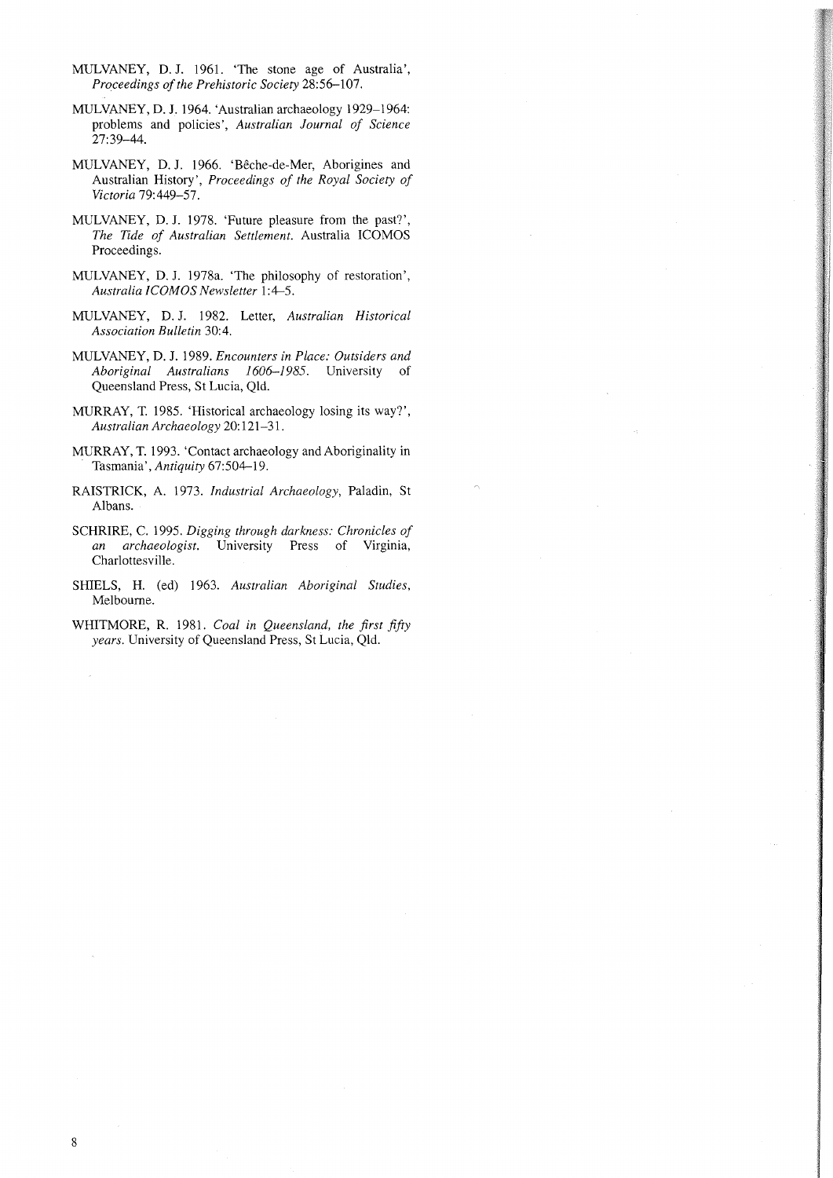MULVANEY, D. J. 1961. 'The stone age of Australia', *Proceedings of the Prehistoric Society* 28:56–107.

MULVANEY, D. J. 1964. 'Australian archaeology 1929–1964: problems and policies', *Australian Journal of Science* 27:39–44.

MULVANEY, D. J. 1966. 'Bêche-de-Mer, Aborigines and Australian History', *Proceedings of the Royal Society of Victoria* 79:449–57.

MULVANEY, D. J. 1978. 'Future pleasure from the past?', *The Tide of Australian Settlement*. Australia ICOMOS Proceedings.

MULVANEY, D. J. 1978a. 'The philosophy of restoration', *Australia ICOMOS Newsletter* 1:4–5.

MULVANEY, D. J. 1982. Letter, *Australian Historical Association Bulletin* 30:4.

MULVANEY, D. J. 1989. *Encounters in Place: Outsiders and Aboriginal Australians 1606–1985*. University of Queensland Press, St Lucia, Qld.

MURRAY, T. 1985. 'Historical archaeology losing its way?', *Australian Archaeology* 20:121–31.

MURRAY, T. 1993. 'Contact archaeology and Aboriginality in Tasmania', *Antiquity* 67:504–19.

RAISTRICK, A. 1973. *Industrial Archaeology*, Paladin, St Albans.

SCHRIRE, C. 1995. *Digging through darkness: Chronicles of an archaeologist*. University Press of Virginia, Charlottesville.

SHIELS, H. (ed) 1963. *Australian Aboriginal Studies*, Melbourne.

WHITMORE, R. 1981. *Coal in Queensland, the first fifty years*. University of Queensland Press, St Lucia, Qld.